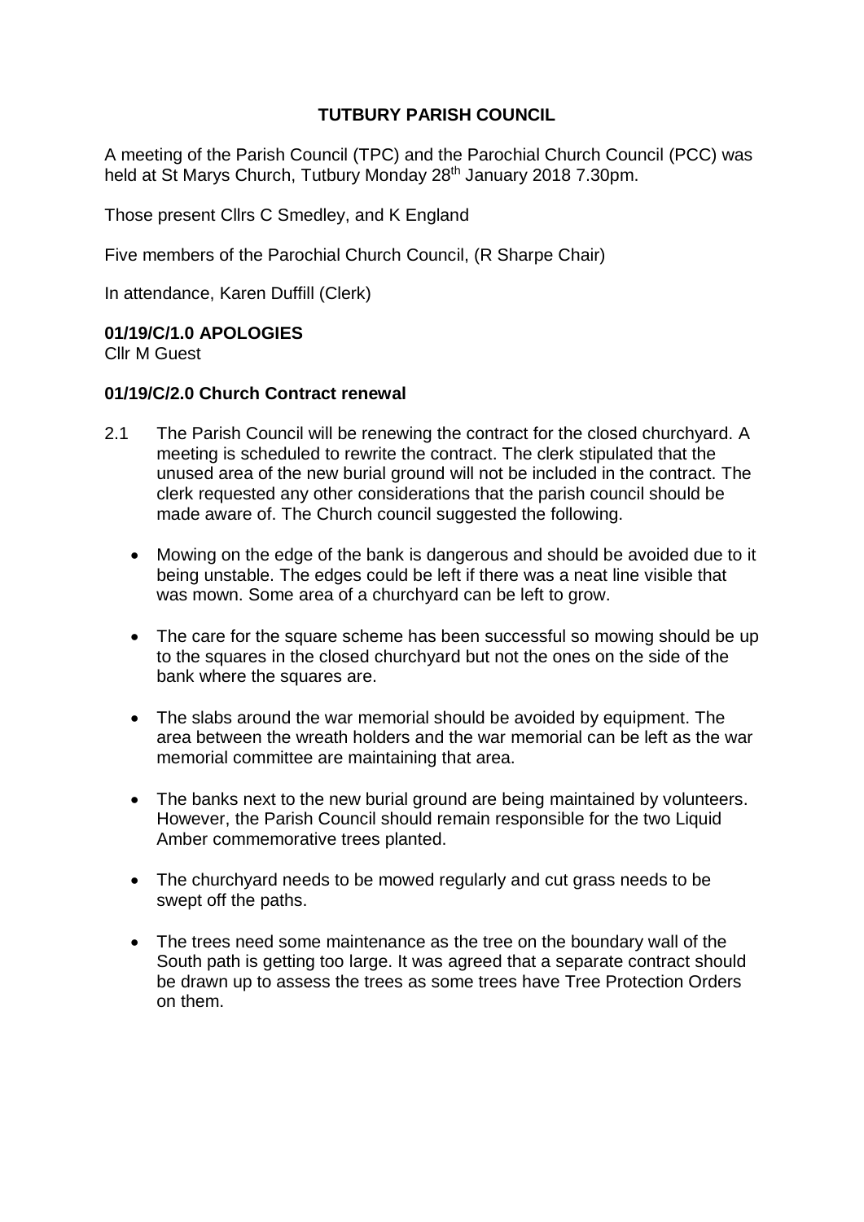**TUTBURY PARISH COUNCIL**

A meeting of the Parish Council (TPC) and the Parochial Church Council (PCC) was held at St Marys Church, Tutbury Monday 28th January 2018 7.30pm.

Those present Cllrs C Smedley, and K England

Five members of the Parochial Church Council, (R Sharpe Chair)

In attendance, Karen Duffill (Clerk)

**01/19/C/1.0 APOLOGIES**

Cllr M Guest

**01/19/C/2.0 Church Contract renewal**

2.1 The Parish Council will be renewing the contract for the closed churchyard. A meeting is scheduled to rewrite the contract. The clerk stipulated that the unused area of the new burial ground will not be included in the contract. The clerk requested any other considerations that the parish council should be made aware of. The Church council suggested the following.

- Mowing on the edge of the bank is dangerous and should be avoided due to it being unstable. The edges could be left if there was a neat line visible that was mown. Some area of a churchyard can be left to grow.
- The care for the square scheme has been successful so mowing should be up to the squares in the closed churchyard but not the ones on the side of the bank where the squares are.
- The slabs around the war memorial should be avoided by equipment. The area between the wreath holders and the war memorial can be left as the war memorial committee are maintaining that area.
- The banks next to the new burial ground are being maintained by volunteers. However, the Parish Council should remain responsible for the two Liquid Amber commemorative trees planted.
- The churchyard needs to be mowed regularly and cut grass needs to be swept off the paths.
- The trees need some maintenance as the tree on the boundary wall of the South path is getting too large. It was agreed that a separate contract should be drawn up to assess the trees as some trees have Tree Protection Orders on them.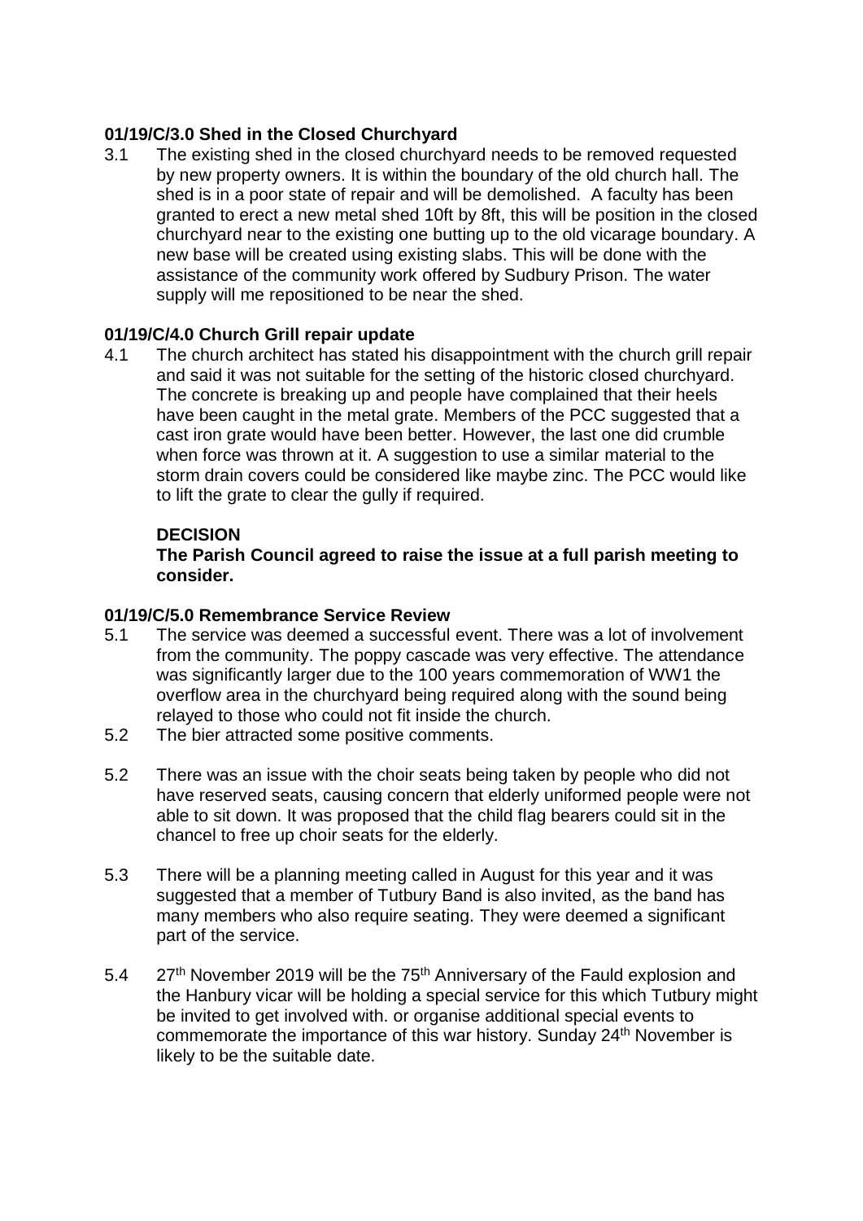**01/19/C/3.0 Shed in the Closed Churchyard**

3.1 The existing shed in the closed churchyard needs to be removed requested by new property owners. It is within the boundary of the old church hall. The shed is in a poor state of repair and will be demolished. A faculty has been granted to erect a new metal shed 10ft by 8ft, this will be position in the closed churchyard near to the existing one butting up to the old vicarage boundary. A new base will be created using existing slabs. This will be done with the assistance of the community work offered by Sudbury Prison. The water supply will me repositioned to be near the shed.

**01/19/C/4.0 Church Grill repair update**

4.1 The church architect has stated his disappointment with the church grill repair and said it was not suitable for the setting of the historic closed churchyard. The concrete is breaking up and people have complained that their heels have been caught in the metal grate. Members of the PCC suggested that a cast iron grate would have been better. However, the last one did crumble when force was thrown at it. A suggestion to use a similar material to the storm drain covers could be considered like maybe zinc. The PCC would like to lift the grate to clear the gully if required.

**DECISION**

**The Parish Council agreed to raise the issue at a full parish meeting to consider.**

**01/19/C/5.0 Remembrance Service Review**

5.1 The service was deemed a successful event. There was a lot of involvement from the community. The poppy cascade was very effective. The attendance was significantly larger due to the 100 years commemoration of WW1 the overflow area in the churchyard being required along with the sound being relayed to those who could not fit inside the church.

5.2 The bier attracted some positive comments.

5.2 There was an issue with the choir seats being taken by people who did not have reserved seats, causing concern that elderly uniformed people were not able to sit down. It was proposed that the child flag bearers could sit in the chancel to free up choir seats for the elderly.

5.3 There will be a planning meeting called in August for this year and it was suggested that a member of Tutbury Band is also invited, as the band has many members who also require seating. They were deemed a significant part of the service.

5.4 27th November 2019 will be the 75th Anniversary of the Fauld explosion and the Hanbury vicar will be holding a special service for this which Tutbury might be invited to get involved with. or organise additional special events to commemorate the importance of this war history. Sunday 24th November is likely to be the suitable date.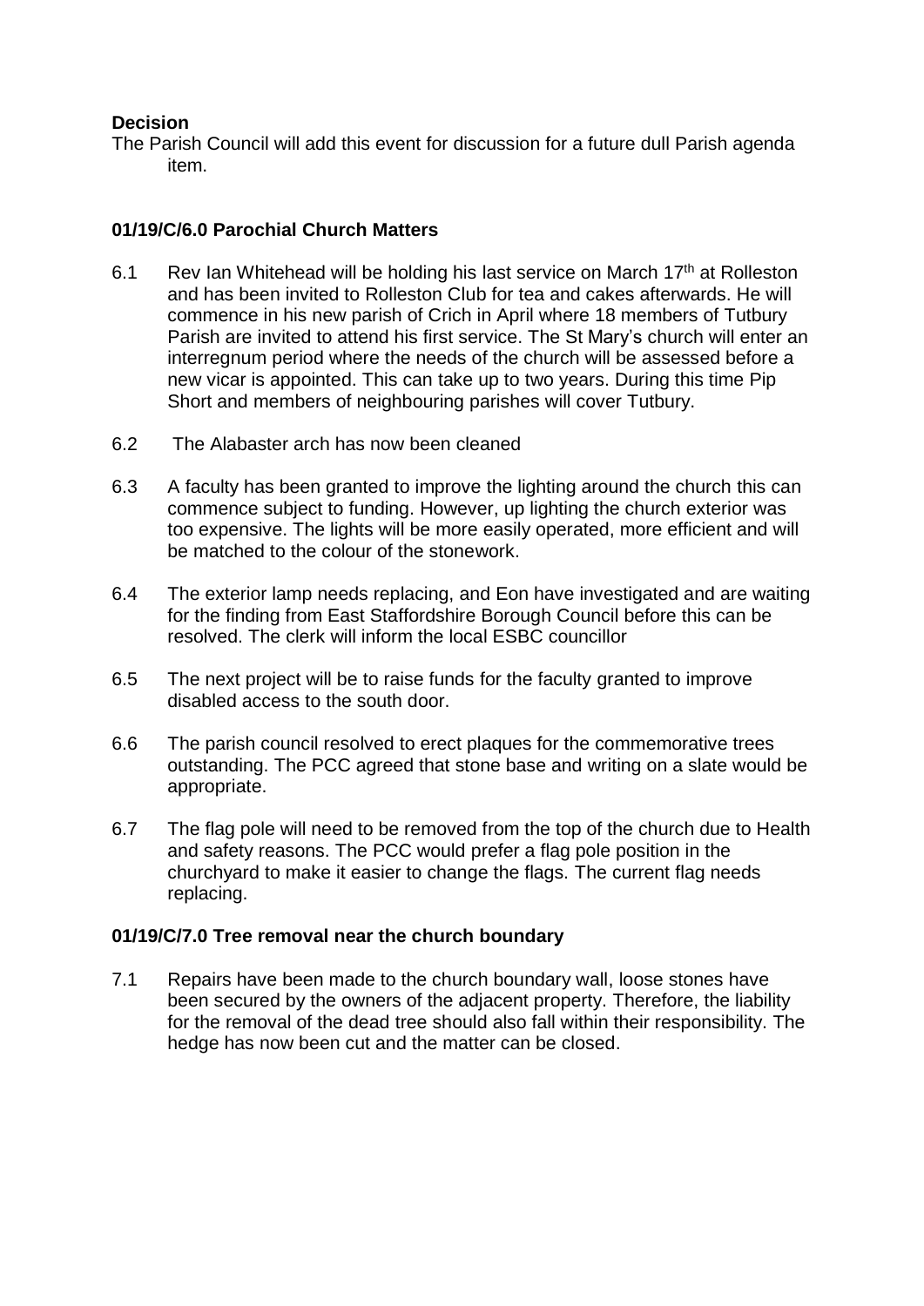**Decision**

The Parish Council will add this event for discussion for a future dull Parish agenda item.

**01/19/C/6.0 Parochial Church Matters**

6.1 Rev Ian Whitehead will be holding his last service on March 17th at Rolleston and has been invited to Rolleston Club for tea and cakes afterwards. He will commence in his new parish of Crich in April where 18 members of Tutbury Parish are invited to attend his first service. The St Mary's church will enter an interregnum period where the needs of the church will be assessed before a new vicar is appointed. This can take up to two years. During this time Pip Short and members of neighbouring parishes will cover Tutbury.

6.2 The Alabaster arch has now been cleaned

6.3 A faculty has been granted to improve the lighting around the church this can commence subject to funding. However, up lighting the church exterior was too expensive. The lights will be more easily operated, more efficient and will be matched to the colour of the stonework.

6.4 The exterior lamp needs replacing, and Eon have investigated and are waiting for the finding from East Staffordshire Borough Council before this can be resolved. The clerk will inform the local ESBC councillor

6.5 The next project will be to raise funds for the faculty granted to improve disabled access to the south door.

6.6 The parish council resolved to erect plaques for the commemorative trees outstanding. The PCC agreed that stone base and writing on a slate would be appropriate.

6.7 The flag pole will need to be removed from the top of the church due to Health and safety reasons. The PCC would prefer a flag pole position in the churchyard to make it easier to change the flags. The current flag needs replacing.

**01/19/C/7.0 Tree removal near the church boundary**

7.1 Repairs have been made to the church boundary wall, loose stones have been secured by the owners of the adjacent property. Therefore, the liability for the removal of the dead tree should also fall within their responsibility. The hedge has now been cut and the matter can be closed.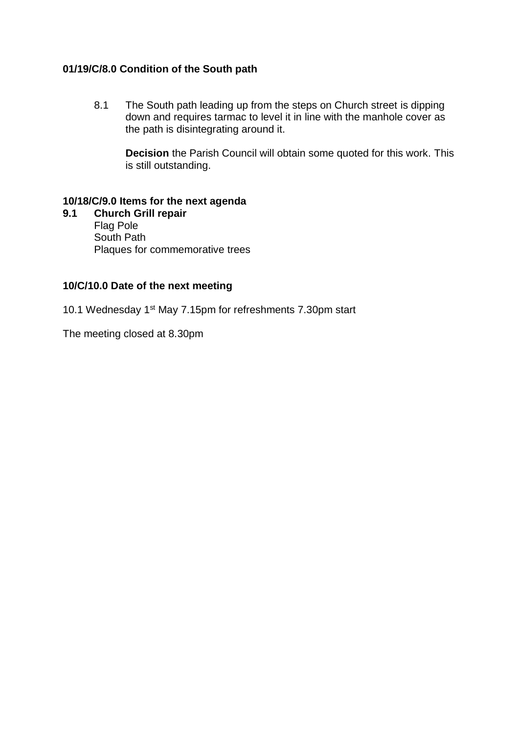**01/19/C/8.0 Condition of the South path**

8.1 The South path leading up from the steps on Church street is dipping down and requires tarmac to level it in line with the manhole cover as the path is disintegrating around it.

**Decision** the Parish Council will obtain some quoted for this work. This is still outstanding.

**10/18/C/9.0 Items for the next agenda**

**9.1 Church Grill repair**
Flag Pole
South Path
Plaques for commemorative trees

**10/C/10.0 Date of the next meeting**

10.1 Wednesday 1st May 7.15pm for refreshments 7.30pm start

The meeting closed at 8.30pm